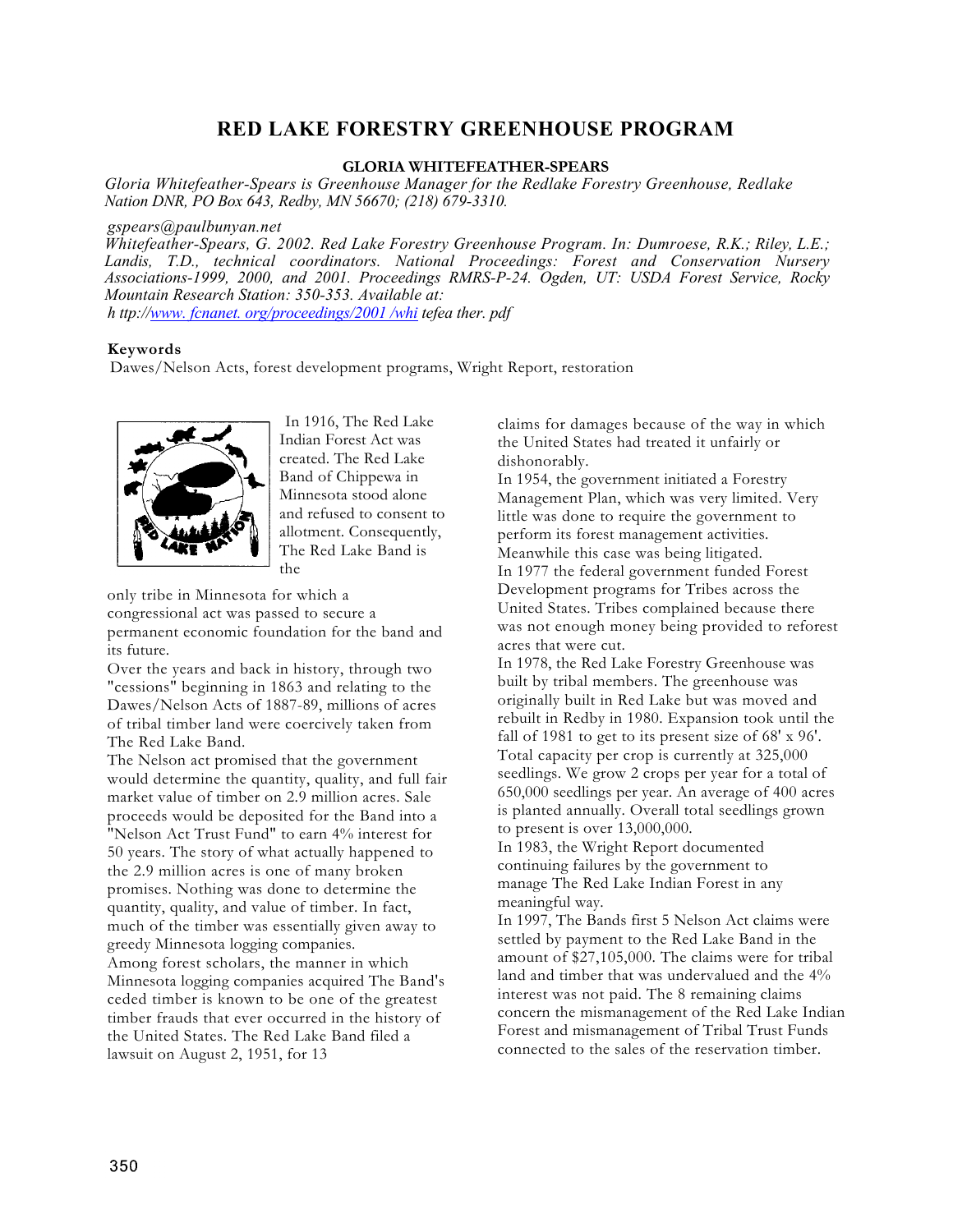# RED LAKE FORESTRY GREENHOUSE PROGRAM

**GLORIA WHITEFEATHER-SPEARS**

*Gloria Whitefeather-Spears is Greenhouse Manager for the Redlake Forestry Greenhouse, Redlake Nation DNR, PO Box 643, Redby, MN 56670; (218) 679-3310.*

*gspears@paulbunyan.net*

*Whitefeather-Spears, G. 2002. Red Lake Forestry Greenhouse Program. In: Dumroese, R.K.; Riley, L.E.; Landis, T.D., technical coordinators. National Proceedings: Forest and Conservation Nursery Associations-1999, 2000, and 2001. Proceedings RMRS-P-24. Ogden, UT: USDA Forest Service, Rocky Mountain Research Station: 350-353. Available at: http://www.fcnanet.org/proceedings/2001/whitefeather.pdf*

**Keywords**

Dawes/Nelson Acts, forest development programs, Wright Report, restoration

In 1916, The Red Lake Indian Forest Act was created. The Red Lake Band of Chippewa in Minnesota stood alone and refused to consent to allotment. Consequently, The Red Lake Band is the only tribe in Minnesota for which a congressional act was passed to secure a permanent economic foundation for the band and its future.

Over the years and back in history, through two "cessions" beginning in 1863 and relating to the Dawes/Nelson Acts of 1887-89, millions of acres of tribal timber land were coercively taken from The Red Lake Band.

The Nelson act promised that the government would determine the quantity, quality, and full fair market value of timber on 2.9 million acres. Sale proceeds would be deposited for the Band into a "Nelson Act Trust Fund" to earn 4% interest for 50 years. The story of what actually happened to the 2.9 million acres is one of many broken promises. Nothing was done to determine the quantity, quality, and value of timber. In fact, much of the timber was essentially given away to greedy Minnesota logging companies.

Among forest scholars, the manner in which Minnesota logging companies acquired The Band's ceded timber is known to be one of the greatest timber frauds that ever occurred in the history of the United States. The Red Lake Band filed a lawsuit on August 2, 1951, for 13 claims for damages because of the way in which the United States had treated it unfairly or dishonorably.

In 1954, the government initiated a Forestry Management Plan, which was very limited. Very little was done to require the government to perform its forest management activities. Meanwhile this case was being litigated.

In 1977 the federal government funded Forest Development programs for Tribes across the United States. Tribes complained because there was not enough money being provided to reforest acres that were cut.

In 1978, the Red Lake Forestry Greenhouse was built by tribal members. The greenhouse was originally built in Red Lake but was moved and rebuilt in Redby in 1980. Expansion took until the fall of 1981 to get to its present size of 68' x 96'. Total capacity per crop is currently at 325,000 seedlings. We grow 2 crops per year for a total of 650,000 seedlings per year. An average of 400 acres is planted annually. Overall total seedlings grown to present is over 13,000,000.

In 1983, the Wright Report documented continuing failures by the government to manage The Red Lake Indian Forest in any meaningful way.

In 1997, The Bands first 5 Nelson Act claims were settled by payment to the Red Lake Band in the amount of $27,105,000. The claims were for tribal land and timber that was undervalued and the 4% interest was not paid. The 8 remaining claims concern the mismanagement of the Red Lake Indian Forest and mismanagement of Tribal Trust Funds connected to the sales of the reservation timber.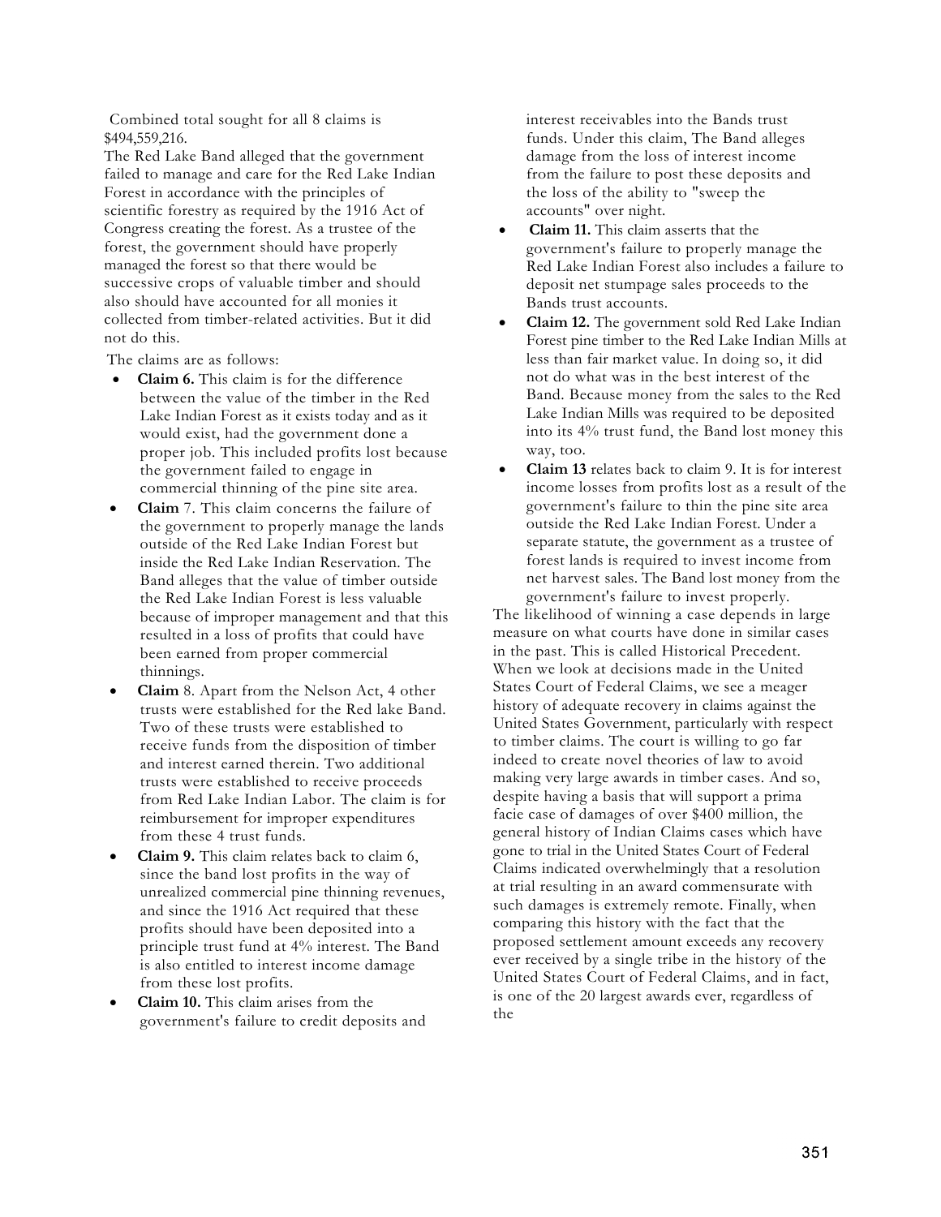Combined total sought for all 8 claims is $494,559,216.

The Red Lake Band alleged that the government failed to manage and care for the Red Lake Indian Forest in accordance with the principles of scientific forestry as required by the 1916 Act of Congress creating the forest. As a trustee of the forest, the government should have properly managed the forest so that there would be successive crops of valuable timber and should also should have accounted for all monies it collected from timber-related activities. But it did not do this.

The claims are as follows:

- **Claim 6.** This claim is for the difference between the value of the timber in the Red Lake Indian Forest as it exists today and as it would exist, had the government done a proper job. This included profits lost because the government failed to engage in commercial thinning of the pine site area.
- **Claim** 7. This claim concerns the failure of the government to properly manage the lands outside of the Red Lake Indian Forest but inside the Red Lake Indian Reservation. The Band alleges that the value of timber outside the Red Lake Indian Forest is less valuable because of improper management and that this resulted in a loss of profits that could have been earned from proper commercial thinnings.
- **Claim** 8. Apart from the Nelson Act, 4 other trusts were established for the Red lake Band. Two of these trusts were established to receive funds from the disposition of timber and interest earned therein. Two additional trusts were established to receive proceeds from Red Lake Indian Labor. The claim is for reimbursement for improper expenditures from these 4 trust funds.
- **Claim 9.** This claim relates back to claim 6, since the band lost profits in the way of unrealized commercial pine thinning revenues, and since the 1916 Act required that these profits should have been deposited into a principle trust fund at 4% interest. The Band is also entitled to interest income damage from these lost profits.
- **Claim 10.** This claim arises from the government's failure to credit deposits and interest receivables into the Bands trust funds. Under this claim, The Band alleges damage from the loss of interest income from the failure to post these deposits and the loss of the ability to "sweep the accounts" over night.
- **Claim 11.** This claim asserts that the government's failure to properly manage the Red Lake Indian Forest also includes a failure to deposit net stumpage sales proceeds to the Bands trust accounts.
- **Claim 12.** The government sold Red Lake Indian Forest pine timber to the Red Lake Indian Mills at less than fair market value. In doing so, it did not do what was in the best interest of the Band. Because money from the sales to the Red Lake Indian Mills was required to be deposited into its 4% trust fund, the Band lost money this way, too.
- **Claim 13** relates back to claim 9. It is for interest income losses from profits lost as a result of the government's failure to thin the pine site area outside the Red Lake Indian Forest. Under a separate statute, the government as a trustee of forest lands is required to invest income from net harvest sales. The Band lost money from the government's failure to invest properly.

The likelihood of winning a case depends in large measure on what courts have done in similar cases in the past. This is called Historical Precedent. When we look at decisions made in the United States Court of Federal Claims, we see a meager history of adequate recovery in claims against the United States Government, particularly with respect to timber claims. The court is willing to go far indeed to create novel theories of law to avoid making very large awards in timber cases. And so, despite having a basis that will support a prima facie case of damages of over $400 million, the general history of Indian Claims cases which have gone to trial in the United States Court of Federal Claims indicated overwhelmingly that a resolution at trial resulting in an award commensurate with such damages is extremely remote. Finally, when comparing this history with the fact that the proposed settlement amount exceeds any recovery ever received by a single tribe in the history of the United States Court of Federal Claims, and in fact, is one of the 20 largest awards ever, regardless of the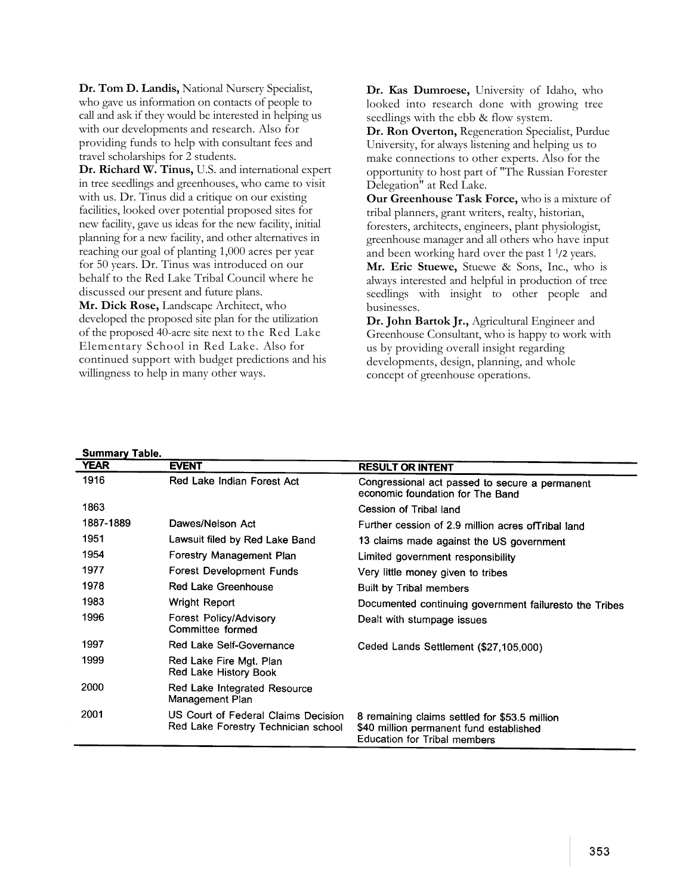**Dr. Tom D. Landis,** National Nursery Specialist, who gave us information on contacts of people to call and ask if they would be interested in helping us with our developments and research. Also for providing funds to help with consultant fees and travel scholarships for 2 students.

**Dr. Richard W. Tinus,** U.S. and international expert in tree seedlings and greenhouses, who came to visit with us. Dr. Tinus did a critique on our existing facilities, looked over potential proposed sites for new facility, gave us ideas for the new facility, initial planning for a new facility, and other alternatives in reaching our goal of planting 1,000 acres per year for 50 years. Dr. Tinus was introduced on our behalf to the Red Lake Tribal Council where he discussed our present and future plans.

**Mr. Dick Rose,** Landscape Architect, who developed the proposed site plan for the utilization of the proposed 40-acre site next to the Red Lake Elementary School in Red Lake. Also for continued support with budget predictions and his willingness to help in many other ways.

**Dr. Kas Dumroese,** University of Idaho, who looked into research done with growing tree seedlings with the ebb & flow system.

**Dr. Ron Overton,** Regeneration Specialist, Purdue University, for always listening and helping us to make connections to other experts. Also for the opportunity to host part of "The Russian Forester Delegation" at Red Lake.

**Our Greenhouse Task Force,** who is a mixture of tribal planners, grant writers, realty, historian, foresters, architects, engineers, plant physiologist, greenhouse manager and all others who have input and been working hard over the past 1 1/2 years.

**Mr. Eric Stuewe,** Stuewe & Sons, Inc., who is always interested and helpful in production of tree seedlings with insight to other people and businesses.

**Dr. John Bartok Jr.,** Agricultural Engineer and Greenhouse Consultant, who is happy to work with us by providing overall insight regarding developments, design, planning, and whole concept of greenhouse operations.

**Summary Table.**

| YEAR | EVENT | RESULT OR INTENT |
|---|---|---|
| 1916 | Red Lake Indian Forest Act | Congressional act passed to secure a permanent economic foundation for The Band |
| 1863 | | Cession of Tribal land |
| 1887-1889 | Dawes/Nelson Act | Further cession of 2.9 million acres ofTribal land |
| 1951 | Lawsuit filed by Red Lake Band | 13 claims made against the US government |
| 1954 | Forestry Management Plan | Limited government responsibility |
| 1977 | Forest Development Funds | Very little money given to tribes |
| 1978 | Red Lake Greenhouse | Built by Tribal members |
| 1983 | Wright Report | Documented continuing government failuresto the Tribes |
| 1996 | Forest Policy/Advisory Committee formed | Dealt with stumpage issues |
| 1997 | Red Lake Self-Governance | Ceded Lands Settlement ($27,105,000) |
| 1999 | Red Lake Fire Mgt. Plan<br>Red Lake History Book | |
| 2000 | Red Lake Integrated Resource Management Plan | |
| 2001 | US Court of Federal Claims Decision<br>Red Lake Forestry Technician school | 8 remaining claims settled for $53.5 million<br>$40 million permanent fund established<br>Education for Tribal members |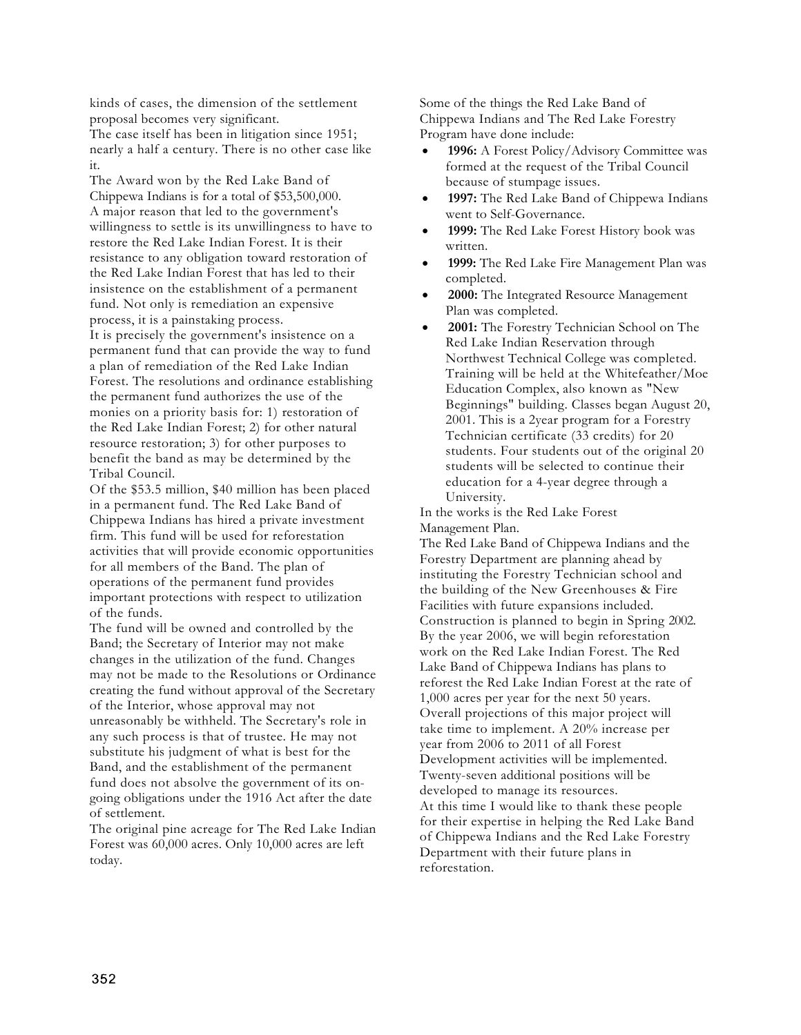kinds of cases, the dimension of the settlement proposal becomes very significant.

The case itself has been in litigation since 1951; nearly a half a century. There is no other case like it.

The Award won by the Red Lake Band of Chippewa Indians is for a total of $53,500,000.

A major reason that led to the government's willingness to settle is its unwillingness to have to restore the Red Lake Indian Forest. It is their resistance to any obligation toward restoration of the Red Lake Indian Forest that has led to their insistence on the establishment of a permanent fund. Not only is remediation an expensive process, it is a painstaking process.

It is precisely the government's insistence on a permanent fund that can provide the way to fund a plan of remediation of the Red Lake Indian Forest. The resolutions and ordinance establishing the permanent fund authorizes the use of the monies on a priority basis for: 1) restoration of the Red Lake Indian Forest; 2) for other natural resource restoration; 3) for other purposes to benefit the band as may be determined by the Tribal Council.

Of the $53.5 million, $40 million has been placed in a permanent fund. The Red Lake Band of Chippewa Indians has hired a private investment firm. This fund will be used for reforestation activities that will provide economic opportunities for all members of the Band. The plan of operations of the permanent fund provides important protections with respect to utilization of the funds.

The fund will be owned and controlled by the Band; the Secretary of Interior may not make changes in the utilization of the fund. Changes may not be made to the Resolutions or Ordinance creating the fund without approval of the Secretary of the Interior, whose approval may not unreasonably be withheld. The Secretary's role in any such process is that of trustee. He may not substitute his judgment of what is best for the Band, and the establishment of the permanent fund does not absolve the government of its on-going obligations under the 1916 Act after the date of settlement.

The original pine acreage for The Red Lake Indian Forest was 60,000 acres. Only 10,000 acres are left today.

Some of the things the Red Lake Band of Chippewa Indians and The Red Lake Forestry Program have done include:

- **1996:** A Forest Policy/Advisory Committee was formed at the request of the Tribal Council because of stumpage issues.
- **1997:** The Red Lake Band of Chippewa Indians went to Self-Governance.
- **1999:** The Red Lake Forest History book was written.
- **1999:** The Red Lake Fire Management Plan was completed.
- **2000:** The Integrated Resource Management Plan was completed.
- **2001:** The Forestry Technician School on The Red Lake Indian Reservation through Northwest Technical College was completed. Training will be held at the Whitefeather/Moe Education Complex, also known as "New Beginnings" building. Classes began August 20, 2001. This is a 2year program for a Forestry Technician certificate (33 credits) for 20 students. Four students out of the original 20 students will be selected to continue their education for a 4-year degree through a University.

In the works is the Red Lake Forest Management Plan.

The Red Lake Band of Chippewa Indians and the Forestry Department are planning ahead by instituting the Forestry Technician school and the building of the New Greenhouses & Fire Facilities with future expansions included. Construction is planned to begin in Spring 2002. By the year 2006, we will begin reforestation work on the Red Lake Indian Forest. The Red Lake Band of Chippewa Indians has plans to reforest the Red Lake Indian Forest at the rate of 1,000 acres per year for the next 50 years.

Overall projections of this major project will take time to implement. A 20% increase per year from 2006 to 2011 of all Forest Development activities will be implemented. Twenty-seven additional positions will be developed to manage its resources.

At this time I would like to thank these people for their expertise in helping the Red Lake Band of Chippewa Indians and the Red Lake Forestry Department with their future plans in reforestation.